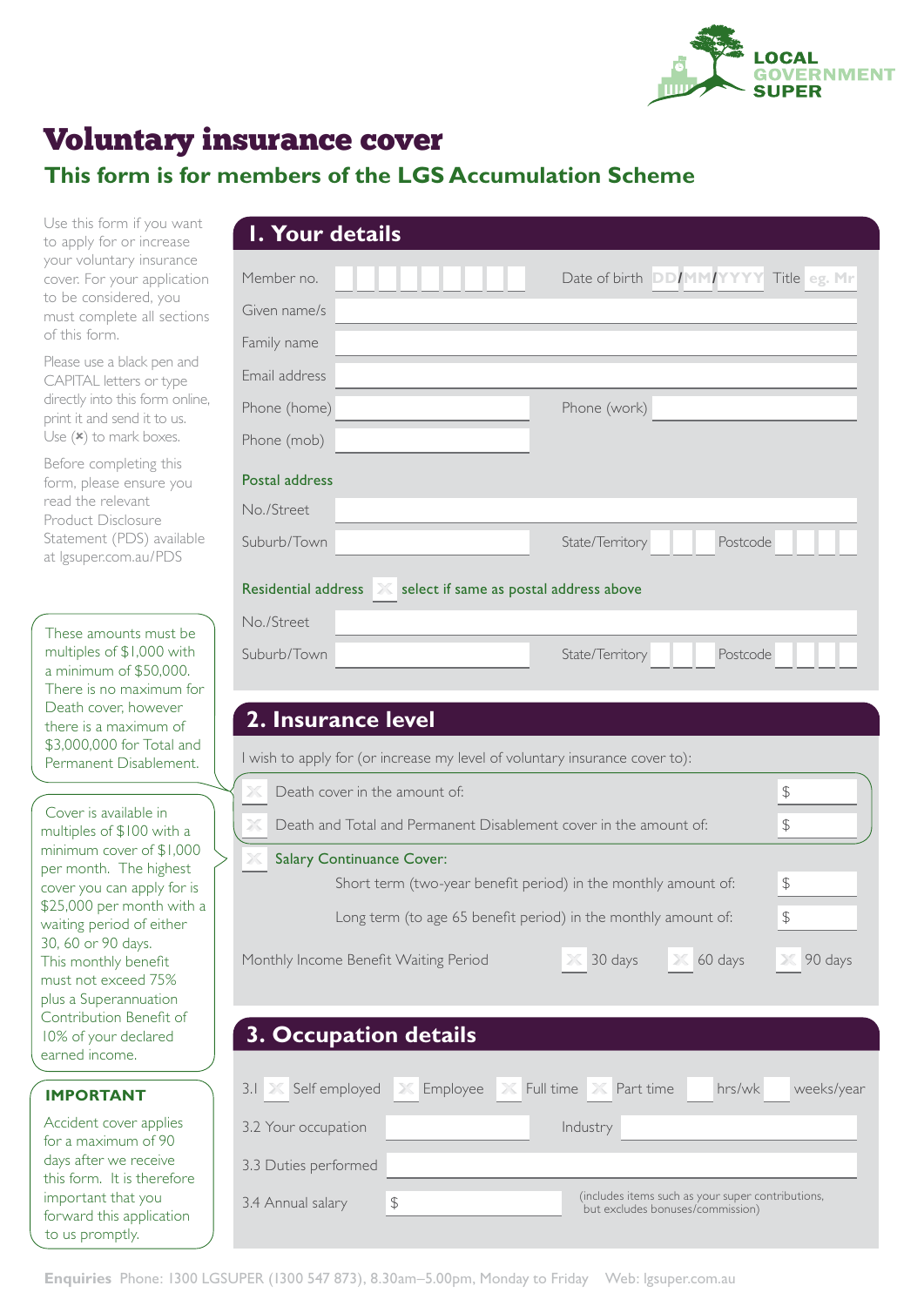LOCAL GOVERNMENT SUPER

# Voluntary insurance cover

## This form is for members of the LGS Accumulation Scheme

Use this form if you want to apply for or increase your voluntary insurance cover. For your application to be considered, you must complete all sections of this form.

Please use a black pen and CAPITAL letters or type directly into this form online, print it and send it to us. Use (✖) to mark boxes.

Before completing this form, please ensure you read the relevant Product Disclosure Statement (PDS) available at lgsuper.com.au/PDS

## 1. Your details

Member no. ______ Date of birth DD/MM/YYYY Title eg. Mr

Given name/s ______

Family name ______

Email address ______

Phone (home) ______ Phone (work) ______

Phone (mob) ______

**Postal address**

No./Street ______

Suburb/Town ______ State/Territory ______ Postcode ______

**Residential address** ☐ select if same as postal address above

No./Street ______

Suburb/Town ______ State/Territory ______ Postcode ______

## 2. Insurance level

These amounts must be multiples of $1,000 with a minimum of $50,000. There is no maximum for Death cover, however there is a maximum of $3,000,000 for Total and Permanent Disablement.

Cover is available in multiples of $100 with a minimum cover of $1,000 per month. The highest cover you can apply for is $25,000 per month with a waiting period of either 30, 60 or 90 days. This monthly benefit must not exceed 75% plus a Superannuation Contribution Benefit of 10% of your declared earned income.

I wish to apply for (or increase my level of voluntary insurance cover to):

☐ Death cover in the amount of: $ ______

☐ Death and Total and Permanent Disablement cover in the amount of: $ ______

☐ **Salary Continuance Cover:**

Short term (two-year benefit period) in the monthly amount of: $ ______

Long term (to age 65 benefit period) in the monthly amount of: $ ______

Monthly Income Benefit Waiting Period ☐ 30 days ☐ 60 days ☐ 90 days

## 3. Occupation details

### IMPORTANT

Accident cover applies for a maximum of 90 days after we receive this form. It is therefore important that you forward this application to us promptly.

3.1 ☐ Self employed ☐ Employee ☐ Full time ☐ Part time ______ hrs/wk ______ weeks/year

3.2 Your occupation ______ Industry ______

3.3 Duties performed ______

3.4 Annual salary $ ______ (includes items such as your super contributions, but excludes bonuses/commission)

**Enquiries** Phone: 1300 LGSUPER (1300 547 873), 8.30am–5.00pm, Monday to Friday Web: lgsuper.com.au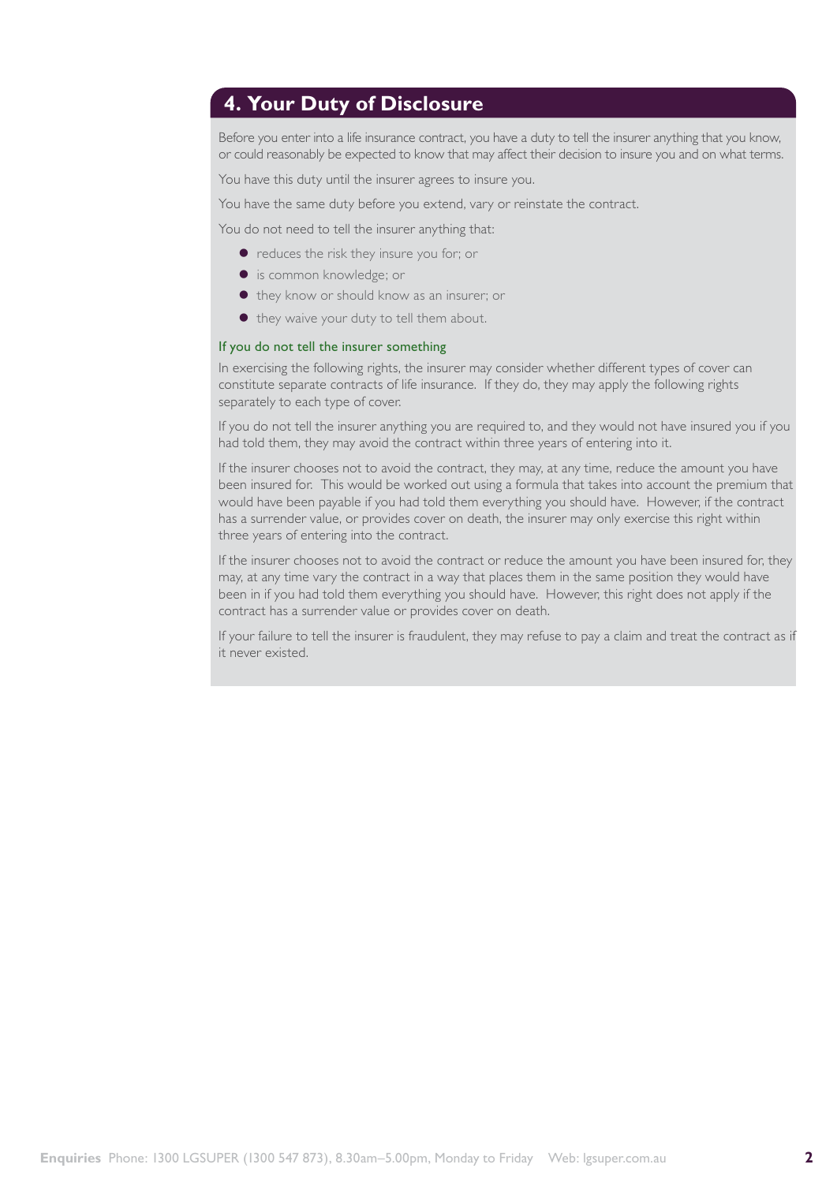## 4. Your Duty of Disclosure

Before you enter into a life insurance contract, you have a duty to tell the insurer anything that you know, or could reasonably be expected to know that may affect their decision to insure you and on what terms.

You have this duty until the insurer agrees to insure you.

You have the same duty before you extend, vary or reinstate the contract.

You do not need to tell the insurer anything that:

- reduces the risk they insure you for; or
- is common knowledge; or
- they know or should know as an insurer; or
- they waive your duty to tell them about.

### If you do not tell the insurer something

In exercising the following rights, the insurer may consider whether different types of cover can constitute separate contracts of life insurance. If they do, they may apply the following rights separately to each type of cover.

If you do not tell the insurer anything you are required to, and they would not have insured you if you had told them, they may avoid the contract within three years of entering into it.

If the insurer chooses not to avoid the contract, they may, at any time, reduce the amount you have been insured for. This would be worked out using a formula that takes into account the premium that would have been payable if you had told them everything you should have. However, if the contract has a surrender value, or provides cover on death, the insurer may only exercise this right within three years of entering into the contract.

If the insurer chooses not to avoid the contract or reduce the amount you have been insured for, they may, at any time vary the contract in a way that places them in the same position they would have been in if you had told them everything you should have. However, this right does not apply if the contract has a surrender value or provides cover on death.

If your failure to tell the insurer is fraudulent, they may refuse to pay a claim and treat the contract as if it never existed.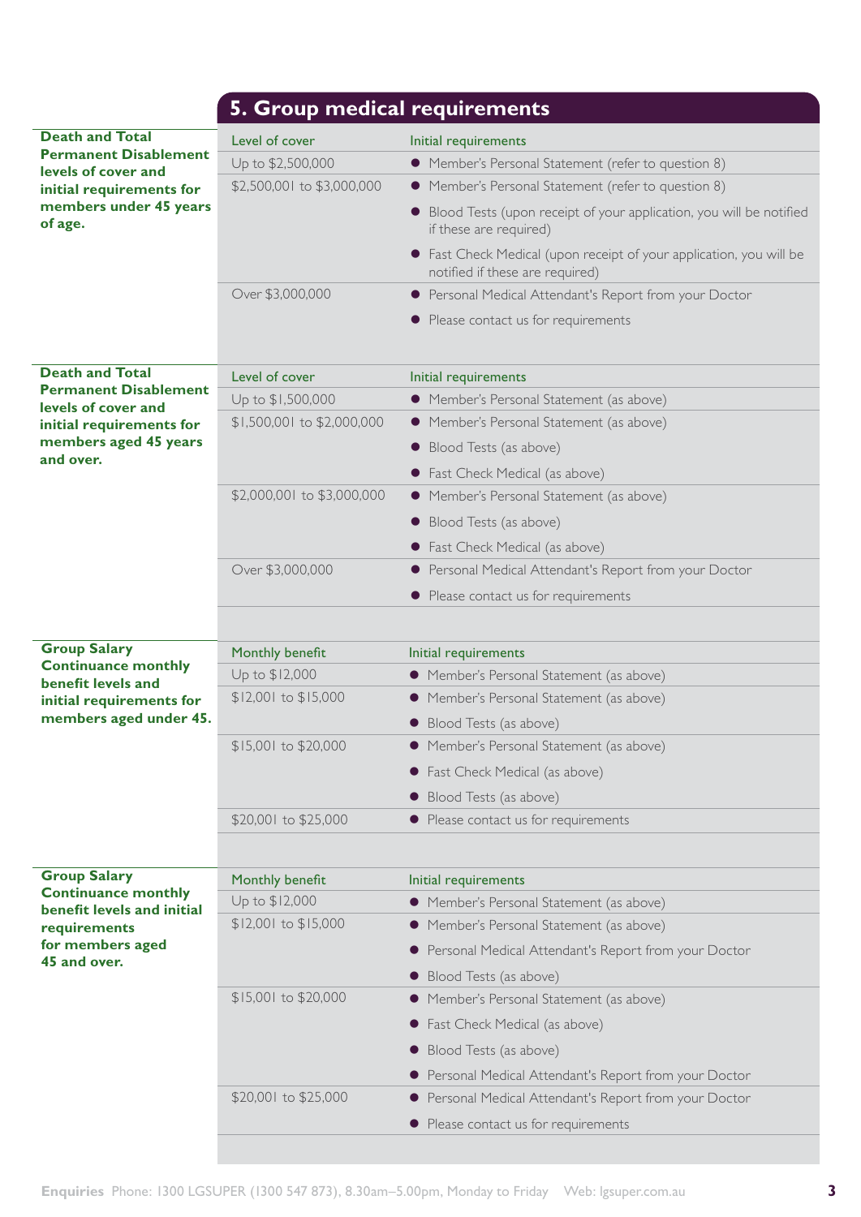## 5. Group medical requirements

**Death and Total Permanent Disablement levels of cover and initial requirements for members under 45 years of age.**

| Level of cover | Initial requirements |
|---|---|
| Up to $2,500,000 | • Member's Personal Statement (refer to question 8) |
| $2,500,001 to $3,000,000 | • Member's Personal Statement (refer to question 8)<br>• Blood Tests (upon receipt of your application, you will be notified if these are required)<br>• Fast Check Medical (upon receipt of your application, you will be notified if these are required) |
| Over $3,000,000 | • Personal Medical Attendant's Report from your Doctor<br>• Please contact us for requirements |

**Death and Total Permanent Disablement levels of cover and initial requirements for members aged 45 years and over.**

| Level of cover | Initial requirements |
|---|---|
| Up to $1,500,000 | • Member's Personal Statement (as above) |
| $1,500,001 to $2,000,000 | • Member's Personal Statement (as above)<br>• Blood Tests (as above)<br>• Fast Check Medical (as above) |
| $2,000,001 to $3,000,000 | • Member's Personal Statement (as above)<br>• Blood Tests (as above)<br>• Fast Check Medical (as above) |
| Over $3,000,000 | • Personal Medical Attendant's Report from your Doctor<br>• Please contact us for requirements |

**Group Salary Continuance monthly benefit levels and initial requirements for members aged under 45.**

| Monthly benefit | Initial requirements |
|---|---|
| Up to $12,000 | • Member's Personal Statement (as above) |
| $12,001 to $15,000 | • Member's Personal Statement (as above)<br>• Blood Tests (as above) |
| $15,001 to $20,000 | • Member's Personal Statement (as above)<br>• Fast Check Medical (as above)<br>• Blood Tests (as above) |
| $20,001 to $25,000 | • Please contact us for requirements |

**Group Salary Continuance monthly benefit levels and initial requirements for members aged 45 and over.**

| Monthly benefit | Initial requirements |
|---|---|
| Up to $12,000 | • Member's Personal Statement (as above) |
| $12,001 to $15,000 | • Member's Personal Statement (as above)<br>• Personal Medical Attendant's Report from your Doctor<br>• Blood Tests (as above) |
| $15,001 to $20,000 | • Member's Personal Statement (as above)<br>• Fast Check Medical (as above)<br>• Blood Tests (as above)<br>• Personal Medical Attendant's Report from your Doctor |
| $20,001 to $25,000 | • Personal Medical Attendant's Report from your Doctor<br>• Please contact us for requirements |

**Enquiries** Phone: 1300 LGSUPER (1300 547 873), 8.30am–5.00pm, Monday to Friday Web: lgsuper.com.au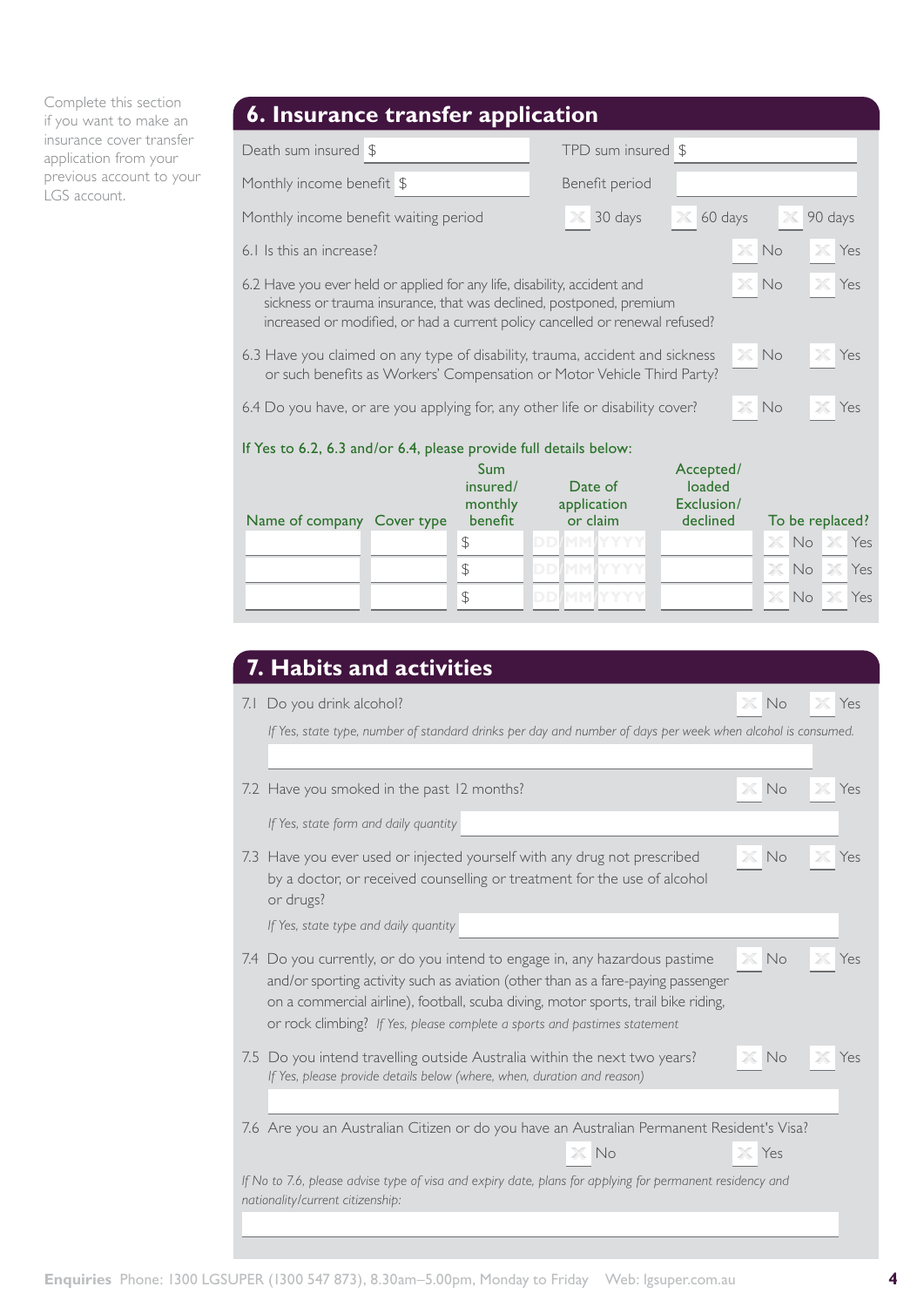Complete this section if you want to make an insurance cover transfer application from your previous account to your LGS account.

## 6. Insurance transfer application

Death sum insured $ ________ TPD sum insured $ ________

Monthly income benefit $ ________ Benefit period ________

Monthly income benefit waiting period ☐ 30 days ☐ 60 days ☐ 90 days

6.1 Is this an increase? ☐ No ☐ Yes

6.2 Have you ever held or applied for any life, disability, accident and sickness or trauma insurance, that was declined, postponed, premium increased or modified, or had a current policy cancelled or renewal refused? ☐ No ☐ Yes

6.3 Have you claimed on any type of disability, trauma, accident and sickness or such benefits as Workers' Compensation or Motor Vehicle Third Party? ☐ No ☐ Yes

6.4 Do you have, or are you applying for, any other life or disability cover? ☐ No ☐ Yes

If Yes to 6.2, 6.3 and/or 6.4, please provide full details below:

| Name of company | Cover type | Sum insured/ monthly benefit | Date of application or claim | Accepted/ loaded Exclusion/ declined | To be replaced? |
|---|---|---|---|---|---|
| | | $ | DD/MM/YYYY | | ☐ No ☐ Yes |
| | | $ | DD/MM/YYYY | | ☐ No ☐ Yes |
| | | $ | DD/MM/YYYY | | ☐ No ☐ Yes |

## 7. Habits and activities

7.1 Do you drink alcohol? ☐ No ☐ Yes

*If Yes, state type, number of standard drinks per day and number of days per week when alcohol is consumed.*

________

7.2 Have you smoked in the past 12 months? ☐ No ☐ Yes

*If Yes, state form and daily quantity* ________

7.3 Have you ever used or injected yourself with any drug not prescribed by a doctor, or received counselling or treatment for the use of alcohol or drugs? ☐ No ☐ Yes

*If Yes, state type and daily quantity* ________

7.4 Do you currently, or do you intend to engage in, any hazardous pastime and/or sporting activity such as aviation (other than as a fare-paying passenger on a commercial airline), football, scuba diving, motor sports, trail bike riding, or rock climbing? *If Yes, please complete a sports and pastimes statement* ☐ No ☐ Yes

7.5 Do you intend travelling outside Australia within the next two years? ☐ No ☐ Yes

*If Yes, please provide details below (where, when, duration and reason)*

________

7.6 Are you an Australian Citizen or do you have an Australian Permanent Resident's Visa?

☐ No ☐ Yes

*If No to 7.6, please advise type of visa and expiry date, plans for applying for permanent residency and nationality/current citizenship:*

________

**Enquiries** Phone: 1300 LGSUPER (1300 547 873), 8.30am–5.00pm, Monday to Friday Web: lgsuper.com.au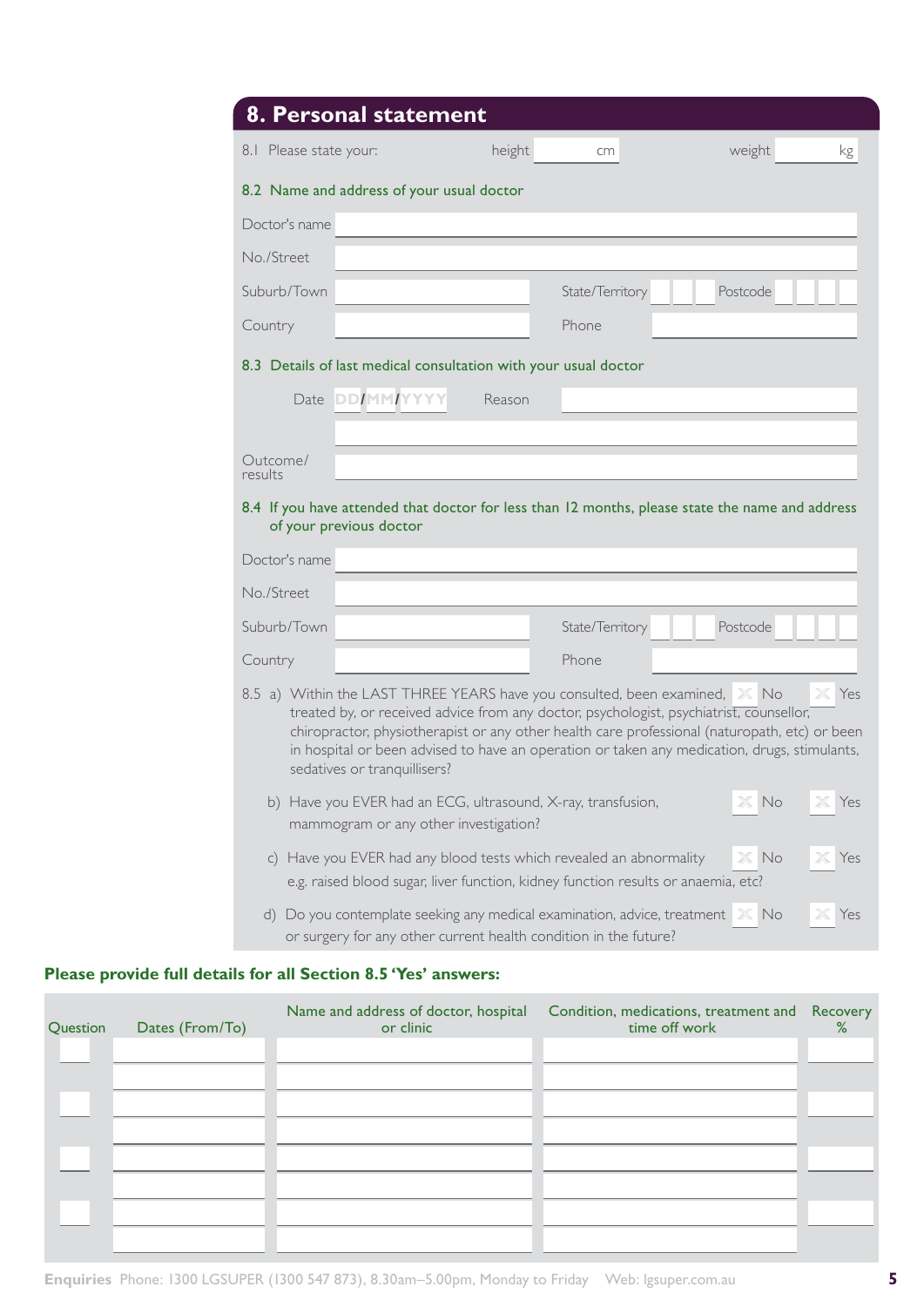## 8. Personal statement

8.1 Please state your: height ______ cm weight ______ kg

**8.2 Name and address of your usual doctor**

Doctor's name ______

No./Street ______

Suburb/Town ______ State/Territory ______ Postcode ______

Country ______ Phone ______

**8.3 Details of last medical consultation with your usual doctor**

Date DD/MM/YYYY Reason ______

Outcome/results ______

**8.4 If you have attended that doctor for less than 12 months, please state the name and address of your previous doctor**

Doctor's name ______

No./Street ______

Suburb/Town ______ State/Territory ______ Postcode ______

Country ______ Phone ______

8.5 a) Within the LAST THREE YEARS have you consulted, been examined, treated by, or received advice from any doctor, psychologist, psychiatrist, counsellor, chiropractor, physiotherapist or any other health care professional (naturopath, etc) or been in hospital or been advised to have an operation or taken any medication, drugs, stimulants, sedatives or tranquillisers? ☐ No ☐ Yes

b) Have you EVER had an ECG, ultrasound, X-ray, transfusion, mammogram or any other investigation? ☐ No ☐ Yes

c) Have you EVER had any blood tests which revealed an abnormality e.g. raised blood sugar, liver function, kidney function results or anaemia, etc? ☐ No ☐ Yes

d) Do you contemplate seeking any medical examination, advice, treatment or surgery for any other current health condition in the future? ☐ No ☐ Yes

**Please provide full details for all Section 8.5 'Yes' answers:**

| Question | Dates (From/To) | Name and address of doctor, hospital or clinic | Condition, medications, treatment and time off work | Recovery % |
|---|---|---|---|---|
| | | | | |
| | | | | |
| | | | | |
| | | | | |
| | | | | |
| | | | | |
| | | | | |
| | | | | |

**Enquiries** Phone: 1300 LGSUPER (1300 547 873), 8.30am–5.00pm, Monday to Friday Web: lgsuper.com.au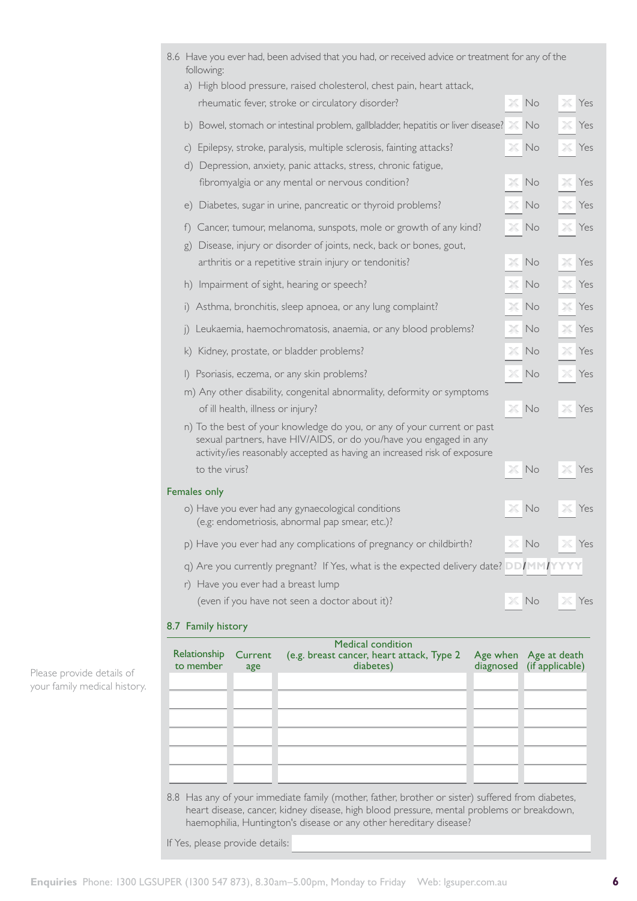8.6 Have you ever had, been advised that you had, or received advice or treatment for any of the following:

a) High blood pressure, raised cholesterol, chest pain, heart attack, rheumatic fever, stroke or circulatory disorder? ☐ No ☐ Yes

b) Bowel, stomach or intestinal problem, gallbladder, hepatitis or liver disease? ☐ No ☐ Yes

c) Epilepsy, stroke, paralysis, multiple sclerosis, fainting attacks? ☐ No ☐ Yes

d) Depression, anxiety, panic attacks, stress, chronic fatigue, fibromyalgia or any mental or nervous condition? ☐ No ☐ Yes

e) Diabetes, sugar in urine, pancreatic or thyroid problems? ☐ No ☐ Yes

f) Cancer, tumour, melanoma, sunspots, mole or growth of any kind? ☐ No ☐ Yes

g) Disease, injury or disorder of joints, neck, back or bones, gout, arthritis or a repetitive strain injury or tendonitis? ☐ No ☐ Yes

h) Impairment of sight, hearing or speech? ☐ No ☐ Yes

i) Asthma, bronchitis, sleep apnoea, or any lung complaint? ☐ No ☐ Yes

j) Leukaemia, haemochromatosis, anaemia, or any blood problems? ☐ No ☐ Yes

k) Kidney, prostate, or bladder problems? ☐ No ☐ Yes

l) Psoriasis, eczema, or any skin problems? ☐ No ☐ Yes

m) Any other disability, congenital abnormality, deformity or symptoms of ill health, illness or injury? ☐ No ☐ Yes

n) To the best of your knowledge do you, or any of your current or past sexual partners, have HIV/AIDS, or do you/have you engaged in any activity/ies reasonably accepted as having an increased risk of exposure to the virus? ☐ No ☐ Yes

### Females only

o) Have you ever had any gynaecological conditions (e.g: endometriosis, abnormal pap smear, etc.)? ☐ No ☐ Yes

p) Have you ever had any complications of pregnancy or childbirth? ☐ No ☐ Yes

q) Are you currently pregnant? If Yes, what is the expected delivery date? DD/MM/YYYY

r) Have you ever had a breast lump (even if you have not seen a doctor about it)? ☐ No ☐ Yes

### 8.7 Family history

Please provide details of your family medical history.

| Relationship to member | Current age | Medical condition (e.g. breast cancer, heart attack, Type 2 diabetes) | Age when diagnosed | Age at death (if applicable) |
|---|---|---|---|---|
| | | | | |
| | | | | |
| | | | | |
| | | | | |
| | | | | |
| | | | | |

8.8 Has any of your immediate family (mother, father, brother or sister) suffered from diabetes, heart disease, cancer, kidney disease, high blood pressure, mental problems or breakdown, haemophilia, Huntington's disease or any other hereditary disease?

If Yes, please provide details: ______________________

**Enquiries** Phone: 1300 LGSUPER (1300 547 873), 8.30am–5.00pm, Monday to Friday Web: lgsuper.com.au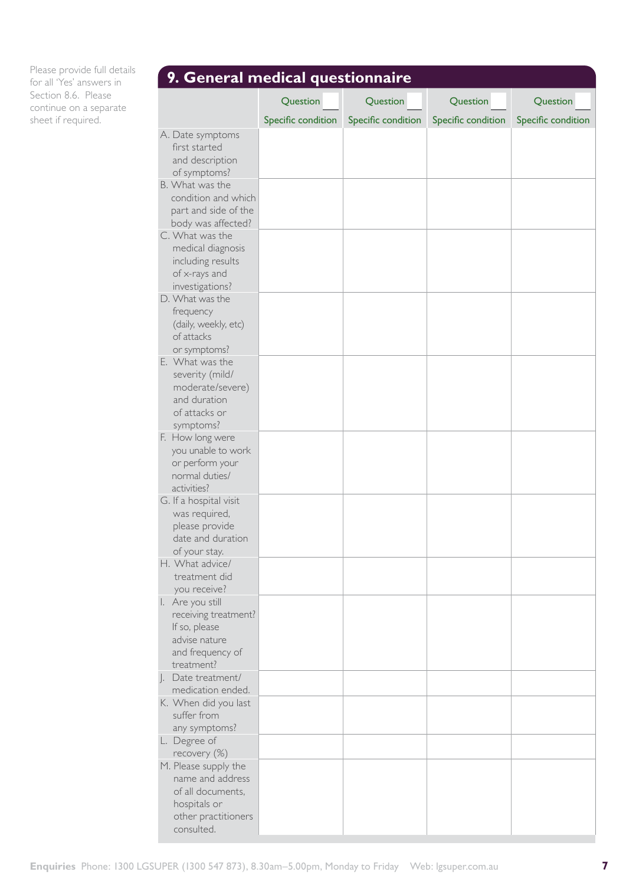Please provide full details for all 'Yes' answers in Section 8.6. Please continue on a separate sheet if required.

## 9. General medical questionnaire

| | Question ___ Specific condition | Question ___ Specific condition | Question ___ Specific condition | Question ___ Specific condition |
|---|---|---|---|---|
| A. Date symptoms first started and description of symptoms? | | | | |
| B. What was the condition and which part and side of the body was affected? | | | | |
| C. What was the medical diagnosis including results of x-rays and investigations? | | | | |
| D. What was the frequency (daily, weekly, etc) of attacks or symptoms? | | | | |
| E. What was the severity (mild/moderate/severe) and duration of attacks or symptoms? | | | | |
| F. How long were you unable to work or perform your normal duties/activities? | | | | |
| G. If a hospital visit was required, please provide date and duration of your stay. | | | | |
| H. What advice/treatment did you receive? | | | | |
| I. Are you still receiving treatment? If so, please advise nature and frequency of treatment? | | | | |
| J. Date treatment/medication ended. | | | | |
| K. When did you last suffer from any symptoms? | | | | |
| L. Degree of recovery (%) | | | | |
| M. Please supply the name and address of all documents, hospitals or other practitioners consulted. | | | | |

**Enquiries** Phone: 1300 LGSUPER (1300 547 873), 8.30am–5.00pm, Monday to Friday Web: lgsuper.com.au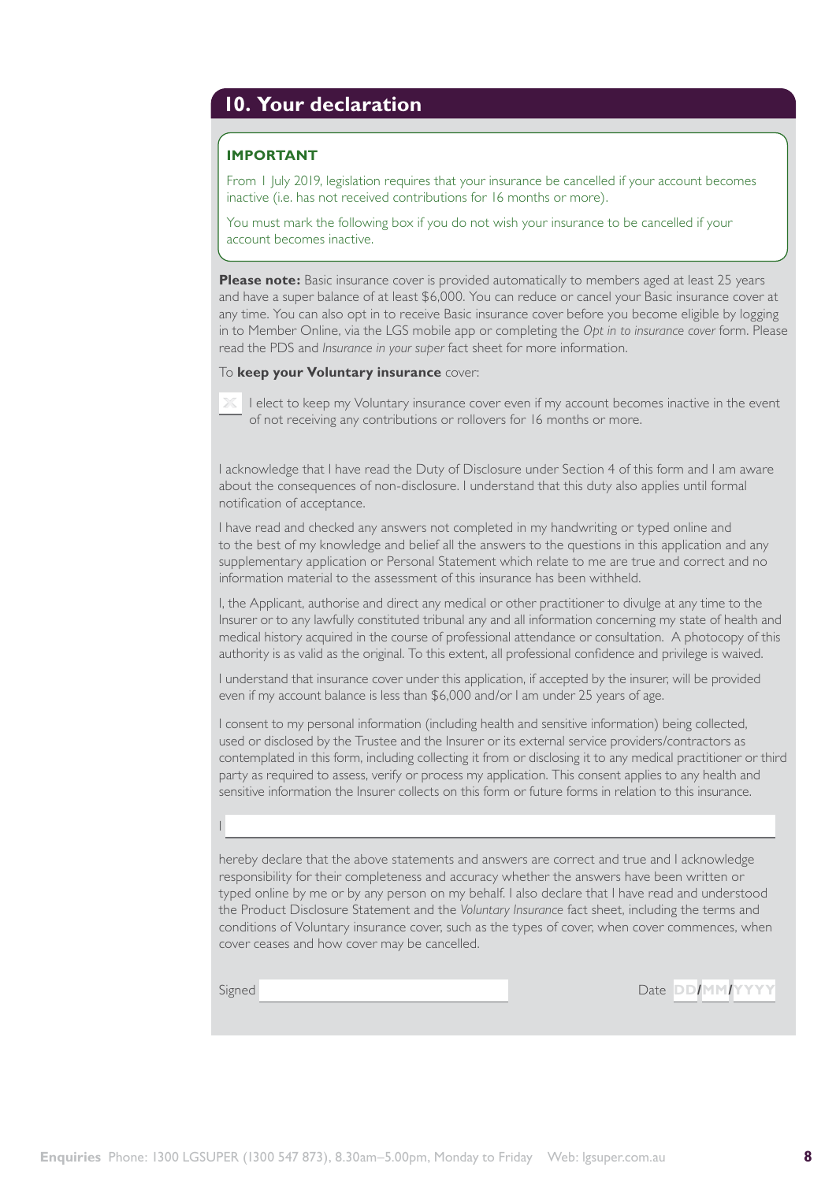## 10. Your declaration

**IMPORTANT**

From 1 July 2019, legislation requires that your insurance be cancelled if your account becomes inactive (i.e. has not received contributions for 16 months or more).

You must mark the following box if you do not wish your insurance to be cancelled if your account becomes inactive.

**Please note:** Basic insurance cover is provided automatically to members aged at least 25 years and have a super balance of at least $6,000. You can reduce or cancel your Basic insurance cover at any time. You can also opt in to receive Basic insurance cover before you become eligible by logging in to Member Online, via the LGS mobile app or completing the *Opt in to insurance cover* form. Please read the PDS and *Insurance in your super* fact sheet for more information.

To **keep your Voluntary insurance** cover:

☐ I elect to keep my Voluntary insurance cover even if my account becomes inactive in the event of not receiving any contributions or rollovers for 16 months or more.

I acknowledge that I have read the Duty of Disclosure under Section 4 of this form and I am aware about the consequences of non-disclosure. I understand that this duty also applies until formal notification of acceptance.

I have read and checked any answers not completed in my handwriting or typed online and to the best of my knowledge and belief all the answers to the questions in this application and any supplementary application or Personal Statement which relate to me are true and correct and no information material to the assessment of this insurance has been withheld.

I, the Applicant, authorise and direct any medical or other practitioner to divulge at any time to the Insurer or to any lawfully constituted tribunal any and all information concerning my state of health and medical history acquired in the course of professional attendance or consultation. A photocopy of this authority is as valid as the original. To this extent, all professional confidence and privilege is waived.

I understand that insurance cover under this application, if accepted by the insurer, will be provided even if my account balance is less than $6,000 and/or I am under 25 years of age.

I consent to my personal information (including health and sensitive information) being collected, used or disclosed by the Trustee and the Insurer or its external service providers/contractors as contemplated in this form, including collecting it from or disclosing it to any medical practitioner or third party as required to assess, verify or process my application. This consent applies to any health and sensitive information the Insurer collects on this form or future forms in relation to this insurance.

I ______________________________

hereby declare that the above statements and answers are correct and true and I acknowledge responsibility for their completeness and accuracy whether the answers have been written or typed online by me or by any person on my behalf. I also declare that I have read and understood the Product Disclosure Statement and the *Voluntary Insurance* fact sheet, including the terms and conditions of Voluntary insurance cover, such as the types of cover, when cover commences, when cover ceases and how cover may be cancelled.

Signed ______________________________ Date DD/MM/YYYY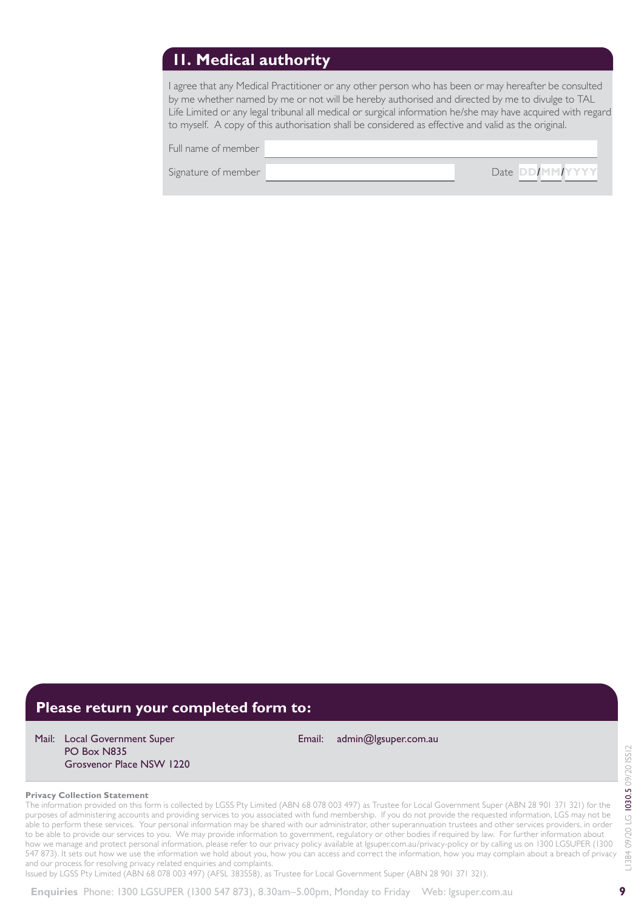## 11. Medical authority

I agree that any Medical Practitioner or any other person who has been or may hereafter be consulted by me whether named by me or not will be hereby authorised and directed by me to divulge to TAL Life Limited or any legal tribunal all medical or surgical information he/she may have acquired with regard to myself. A copy of this authorisation shall be considered as effective and valid as the original.

Full name of member

Signature of member  Date DD/MM/YYYY

## Please return your completed form to:

Mail: Local Government Super
PO Box N835
Grosvenor Place NSW 1220

Email: admin@lgsuper.com.au

**Privacy Collection Statement**

The information provided on this form is collected by LGSS Pty Limited (ABN 68 078 003 497) as Trustee for Local Government Super (ABN 28 901 371 321) for the purposes of administering accounts and providing services to you associated with fund membership. If you do not provide the requested information, LGS may not be able to perform these services. Your personal information may be shared with our administrator, other superannuation trustees and other services providers, in order to be able to provide our services to you. We may provide information to government, regulatory or other bodies if required by law. For further information about how we manage and protect personal information, please refer to our privacy policy available at lgsuper.com.au/privacy-policy or by calling us on 1300 LGSUPER (1300 547 873). It sets out how we use the information we hold about you, how you can access and correct the information, how you may complain about a breach of privacy and our process for resolving privacy related enquiries and complaints.

Issued by LGSS Pty Limited (ABN 68 078 003 497) (AFSL 383558), as Trustee for Local Government Super (ABN 28 901 371 321).

**Enquiries** Phone: 1300 LGSUPER (1300 547 873), 8.30am–5.00pm, Monday to Friday Web: lgsuper.com.au

L1384 09/20 LG **1030.5** 09/20 ISS12